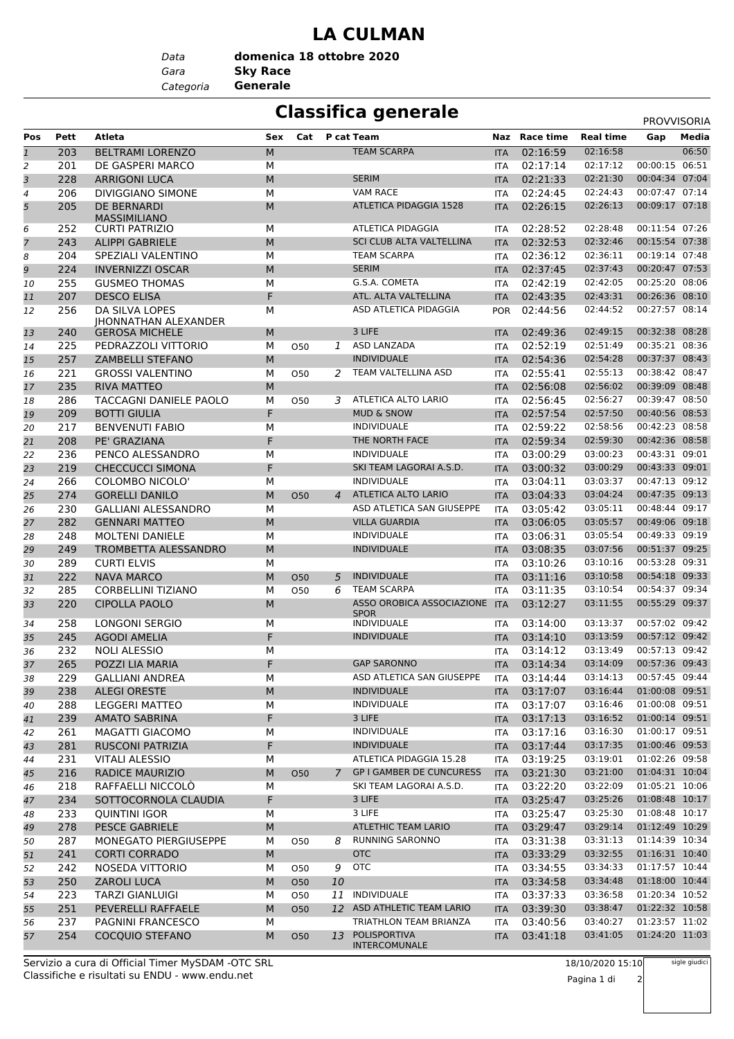# LA CULMAN

*Data* **domenica 18 ottobre 2020**
*Gara* **Sky Race**
*Categoria* **Generale**

## Classifica generale

PROVVISORIA

| Pos | Pett | Atleta | Sex | Cat | P cat | Team | Naz | Race time | Real time | Gap | Media |
|---|---|---|---|---|---|---|---|---|---|---|---|
| 1 | 203 | BELTRAMI LORENZO | M | | | TEAM SCARPA | ITA | 02:16:59 | 02:16:58 | | 06:50 |
| 2 | 201 | DE GASPERI MARCO | M | | | | ITA | 02:17:14 | 02:17:12 | 00:00:15 | 06:51 |
| 3 | 228 | ARRIGONI LUCA | M | | | SERIM | ITA | 02:21:33 | 02:21:30 | 00:04:34 | 07:04 |
| 4 | 206 | DIVIGGIANO SIMONE | M | | | VAM RACE | ITA | 02:24:45 | 02:24:43 | 00:07:47 | 07:14 |
| 5 | 205 | DE BERNARDI MASSIMILIANO | M | | | ATLETICA PIDAGGIA 1528 | ITA | 02:26:15 | 02:26:13 | 00:09:17 | 07:18 |
| 6 | 252 | CURTI PATRIZIO | M | | | ATLETICA PIDAGGIA | ITA | 02:28:52 | 02:28:48 | 00:11:54 | 07:26 |
| 7 | 243 | ALIPPI GABRIELE | M | | | SCI CLUB ALTA VALTELLINA | ITA | 02:32:53 | 02:32:46 | 00:15:54 | 07:38 |
| 8 | 204 | SPEZIALI VALENTINO | M | | | TEAM SCARPA | ITA | 02:36:12 | 02:36:11 | 00:19:14 | 07:48 |
| 9 | 224 | INVERNIZZI OSCAR | M | | | SERIM | ITA | 02:37:45 | 02:37:43 | 00:20:47 | 07:53 |
| 10 | 255 | GUSMEO THOMAS | M | | | G.S.A. COMETA | ITA | 02:42:19 | 02:42:05 | 00:25:20 | 08:06 |
| 11 | 207 | DESCO ELISA | F | | | ATL. ALTA VALTELLINA | ITA | 02:43:35 | 02:43:31 | 00:26:36 | 08:10 |
| 12 | 256 | DA SILVA LOPES JHONNATHAN ALEXANDER | M | | | ASD ATLETICA PIDAGGIA | POR | 02:44:56 | 02:44:52 | 00:27:57 | 08:14 |
| 13 | 240 | GEROSA MICHELE | M | | | 3 LIFE | ITA | 02:49:36 | 02:49:15 | 00:32:38 | 08:28 |
| 14 | 225 | PEDRAZZOLI VITTORIO | M | O50 | 1 | ASD LANZADA | ITA | 02:52:19 | 02:51:49 | 00:35:21 | 08:36 |
| 15 | 257 | ZAMBELLI STEFANO | M | | | INDIVIDUALE | ITA | 02:54:36 | 02:54:28 | 00:37:37 | 08:43 |
| 16 | 221 | GROSSI VALENTINO | M | O50 | 2 | TEAM VALTELLINA ASD | ITA | 02:55:41 | 02:55:13 | 00:38:42 | 08:47 |
| 17 | 235 | RIVA MATTEO | M | | | | ITA | 02:56:08 | 02:56:02 | 00:39:09 | 08:48 |
| 18 | 286 | TACCAGNI DANIELE PAOLO | M | O50 | 3 | ATLETICA ALTO LARIO | ITA | 02:56:45 | 02:56:27 | 00:39:47 | 08:50 |
| 19 | 209 | BOTTI GIULIA | F | | | MUD & SNOW | ITA | 02:57:54 | 02:57:50 | 00:40:56 | 08:53 |
| 20 | 217 | BENVENUTI FABIO | M | | | INDIVIDUALE | ITA | 02:59:22 | 02:58:56 | 00:42:23 | 08:58 |
| 21 | 208 | PE' GRAZIANA | F | | | THE NORTH FACE | ITA | 02:59:34 | 02:59:30 | 00:42:36 | 08:58 |
| 22 | 236 | PENCO ALESSANDRO | M | | | INDIVIDUALE | ITA | 03:00:29 | 03:00:23 | 00:43:31 | 09:01 |
| 23 | 219 | CHECCUCCI SIMONA | F | | | SKI TEAM LAGORAI A.S.D. | ITA | 03:00:32 | 03:00:29 | 00:43:33 | 09:01 |
| 24 | 266 | COLOMBO NICOLO' | M | | | INDIVIDUALE | ITA | 03:04:11 | 03:03:37 | 00:47:13 | 09:12 |
| 25 | 274 | GORELLI DANILO | M | O50 | 4 | ATLETICA ALTO LARIO | ITA | 03:04:33 | 03:04:24 | 00:47:35 | 09:13 |
| 26 | 230 | GALLIANI ALESSANDRO | M | | | ASD ATLETICA SAN GIUSEPPE | ITA | 03:05:42 | 03:05:11 | 00:48:44 | 09:17 |
| 27 | 282 | GENNARI MATTEO | M | | | VILLA GUARDIA | ITA | 03:06:05 | 03:05:57 | 00:49:06 | 09:18 |
| 28 | 248 | MOLTENI DANIELE | M | | | INDIVIDUALE | ITA | 03:06:31 | 03:05:54 | 00:49:33 | 09:19 |
| 29 | 249 | TROMBETTA ALESSANDRO | M | | | INDIVIDUALE | ITA | 03:08:35 | 03:07:56 | 00:51:37 | 09:25 |
| 30 | 289 | CURTI ELVIS | M | | | | ITA | 03:10:26 | 03:10:16 | 00:53:28 | 09:31 |
| 31 | 222 | NAVA MARCO | M | O50 | 5 | INDIVIDUALE | ITA | 03:11:16 | 03:10:58 | 00:54:18 | 09:33 |
| 32 | 285 | CORBELLINI TIZIANO | M | O50 | 6 | TEAM SCARPA | ITA | 03:11:35 | 03:10:54 | 00:54:37 | 09:34 |
| 33 | 220 | CIPOLLA PAOLO | M | | | ASSO OROBICA ASSOCIAZIONE SPOR | ITA | 03:12:27 | 03:11:55 | 00:55:29 | 09:37 |
| 34 | 258 | LONGONI SERGIO | M | | | INDIVIDUALE | ITA | 03:14:00 | 03:13:37 | 00:57:02 | 09:42 |
| 35 | 245 | AGODI AMELIA | F | | | INDIVIDUALE | ITA | 03:14:10 | 03:13:59 | 00:57:12 | 09:42 |
| 36 | 232 | NOLI ALESSIO | M | | | | ITA | 03:14:12 | 03:13:49 | 00:57:13 | 09:42 |
| 37 | 265 | POZZI LIA MARIA | F | | | GAP SARONNO | ITA | 03:14:34 | 03:14:09 | 00:57:36 | 09:43 |
| 38 | 229 | GALLIANI ANDREA | M | | | ASD ATLETICA SAN GIUSEPPE | ITA | 03:14:44 | 03:14:13 | 00:57:45 | 09:44 |
| 39 | 238 | ALEGI ORESTE | M | | | INDIVIDUALE | ITA | 03:17:07 | 03:16:44 | 01:00:08 | 09:51 |
| 40 | 288 | LEGGERI MATTEO | M | | | INDIVIDUALE | ITA | 03:17:07 | 03:16:46 | 01:00:08 | 09:51 |
| 41 | 239 | AMATO SABRINA | F | | | 3 LIFE | ITA | 03:17:13 | 03:16:52 | 01:00:14 | 09:51 |
| 42 | 261 | MAGATTI GIACOMO | M | | | INDIVIDUALE | ITA | 03:17:16 | 03:16:30 | 01:00:17 | 09:51 |
| 43 | 281 | RUSCONI PATRIZIA | F | | | INDIVIDUALE | ITA | 03:17:44 | 03:17:35 | 01:00:46 | 09:53 |
| 44 | 231 | VITALI ALESSIO | M | | | ATLETICA PIDAGGIA 15.28 | ITA | 03:19:25 | 03:19:01 | 01:02:26 | 09:58 |
| 45 | 216 | RADICE MAURIZIO | M | O50 | 7 | GP I GAMBER DE CUNCURESS | ITA | 03:21:30 | 03:21:00 | 01:04:31 | 10:04 |
| 46 | 218 | RAFFAELLI NICCOLÒ | M | | | SKI TEAM LAGORAI A.S.D. | ITA | 03:22:20 | 03:22:09 | 01:05:21 | 10:06 |
| 47 | 234 | SOTTOCORNOLA CLAUDIA | F | | | 3 LIFE | ITA | 03:25:47 | 03:25:26 | 01:08:48 | 10:17 |
| 48 | 233 | QUINTINI IGOR | M | | | 3 LIFE | ITA | 03:25:47 | 03:25:30 | 01:08:48 | 10:17 |
| 49 | 278 | PESCE GABRIELE | M | | | ATLETHIC TEAM LARIO | ITA | 03:29:47 | 03:29:14 | 01:12:49 | 10:29 |
| 50 | 287 | MONEGATO PIERGIUSEPPE | M | O50 | 8 | RUNNING SARONNO | ITA | 03:31:38 | 03:31:13 | 01:14:39 | 10:34 |
| 51 | 241 | CORTI CORRADO | M | | | OTC | ITA | 03:33:29 | 03:32:55 | 01:16:31 | 10:40 |
| 52 | 242 | NOSEDA VITTORIO | M | O50 | 9 | OTC | ITA | 03:34:55 | 03:34:33 | 01:17:57 | 10:44 |
| 53 | 250 | ZAROLI LUCA | M | O50 | 10 | | ITA | 03:34:58 | 03:34:48 | 01:18:00 | 10:44 |
| 54 | 223 | TARZI GIANLUIGI | M | O50 | 11 | INDIVIDUALE | ITA | 03:37:33 | 03:36:58 | 01:20:34 | 10:52 |
| 55 | 251 | PEVERELLI RAFFAELE | M | O50 | 12 | ASD ATHLETIC TEAM LARIO | ITA | 03:39:30 | 03:38:47 | 01:22:32 | 10:58 |
| 56 | 237 | PAGNINI FRANCESCO | M | | | TRIATHLON TEAM BRIANZA | ITA | 03:40:56 | 03:40:27 | 01:23:57 | 11:02 |
| 57 | 254 | COCQUIO STEFANO | M | O50 | 13 | POLISPORTIVA INTERCOMUNALE | ITA | 03:41:18 | 03:41:05 | 01:24:20 | 11:03 |

Servizio a cura di Official Timer MySDAM -OTC SRL
Classifiche e risultati su ENDU - www.endu.net

18/10/2020 15:10

sigle giudici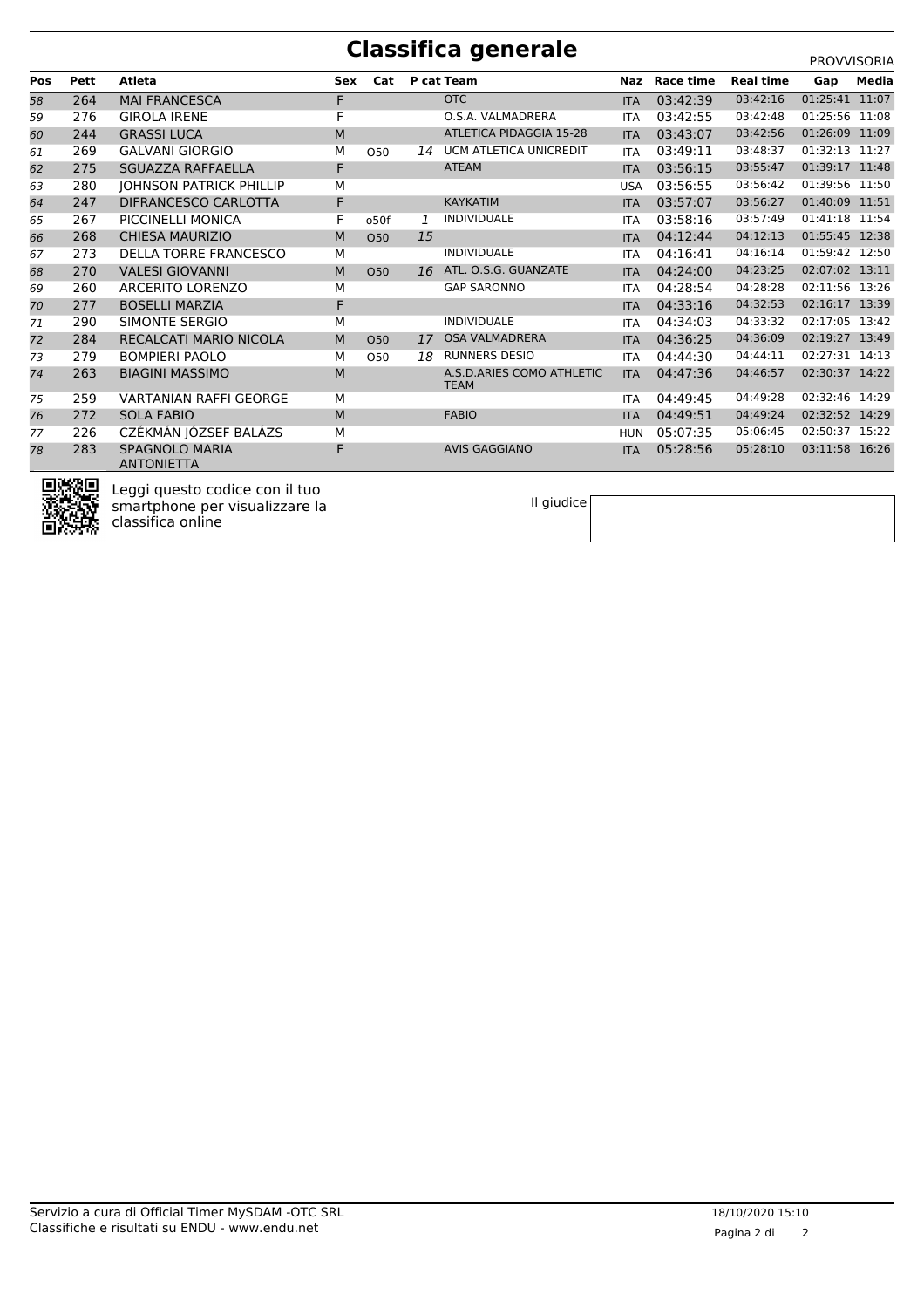# Classifica generale

PROVVISORIA

| Pos | Pett | Atleta | Sex | Cat | P cat | Team | Naz | Race time | Real time | Gap | Media |
|---|---|---|---|---|---|---|---|---|---|---|---|
| 58 | 264 | MAI FRANCESCA | F | | | OTC | ITA | 03:42:39 | 03:42:16 | 01:25:41 | 11:07 |
| 59 | 276 | GIROLA IRENE | F | | | O.S.A. VALMADRERA | ITA | 03:42:55 | 03:42:48 | 01:25:56 | 11:08 |
| 60 | 244 | GRASSI LUCA | M | | | ATLETICA PIDAGGIA 15-28 | ITA | 03:43:07 | 03:42:56 | 01:26:09 | 11:09 |
| 61 | 269 | GALVANI GIORGIO | M | O50 | 14 | UCM ATLETICA UNICREDIT | ITA | 03:49:11 | 03:48:37 | 01:32:13 | 11:27 |
| 62 | 275 | SGUAZZA RAFFAELLA | F | | | ATEAM | ITA | 03:56:15 | 03:55:47 | 01:39:17 | 11:48 |
| 63 | 280 | JOHNSON PATRICK PHILLIP | M | | | | USA | 03:56:55 | 03:56:42 | 01:39:56 | 11:50 |
| 64 | 247 | DIFRANCESCO CARLOTTA | F | | | KAYKATIM | ITA | 03:57:07 | 03:56:27 | 01:40:09 | 11:51 |
| 65 | 267 | PICCINELLI MONICA | F | o50f | 1 | INDIVIDUALE | ITA | 03:58:16 | 03:57:49 | 01:41:18 | 11:54 |
| 66 | 268 | CHIESA MAURIZIO | M | O50 | 15 | | ITA | 04:12:44 | 04:12:13 | 01:55:45 | 12:38 |
| 67 | 273 | DELLA TORRE FRANCESCO | M | | | INDIVIDUALE | ITA | 04:16:41 | 04:16:14 | 01:59:42 | 12:50 |
| 68 | 270 | VALESI GIOVANNI | M | O50 | 16 | ATL. O.S.G. GUANZATE | ITA | 04:24:00 | 04:23:25 | 02:07:02 | 13:11 |
| 69 | 260 | ARCERITO LORENZO | M | | | GAP SARONNO | ITA | 04:28:54 | 04:28:28 | 02:11:56 | 13:26 |
| 70 | 277 | BOSELLI MARZIA | F | | | | ITA | 04:33:16 | 04:32:53 | 02:16:17 | 13:39 |
| 71 | 290 | SIMONTE SERGIO | M | | | INDIVIDUALE | ITA | 04:34:03 | 04:33:32 | 02:17:05 | 13:42 |
| 72 | 284 | RECALCATI MARIO NICOLA | M | O50 | 17 | OSA VALMADRERA | ITA | 04:36:25 | 04:36:09 | 02:19:27 | 13:49 |
| 73 | 279 | BOMPIERI PAOLO | M | O50 | 18 | RUNNERS DESIO | ITA | 04:44:30 | 04:44:11 | 02:27:31 | 14:13 |
| 74 | 263 | BIAGINI MASSIMO | M | | | A.S.D.ARIES COMO ATHLETIC TEAM | ITA | 04:47:36 | 04:46:57 | 02:30:37 | 14:22 |
| 75 | 259 | VARTANIAN RAFFI GEORGE | M | | | | ITA | 04:49:45 | 04:49:28 | 02:32:46 | 14:29 |
| 76 | 272 | SOLA FABIO | M | | | FABIO | ITA | 04:49:51 | 04:49:24 | 02:32:52 | 14:29 |
| 77 | 226 | CZÉKMÁN JÓZSEF BALÁZS | M | | | | HUN | 05:07:35 | 05:06:45 | 02:50:37 | 15:22 |
| 78 | 283 | SPAGNOLO MARIA ANTONIETTA | F | | | AVIS GAGGIANO | ITA | 05:28:56 | 05:28:10 | 03:11:58 | 16:26 |

Leggi questo codice con il tuo smartphone per visualizzare la classifica online

Il giudice

Servizio a cura di Official Timer MySDAM -OTC SRL
Classifiche e risultati su ENDU - www.endu.net

18/10/2020 15:10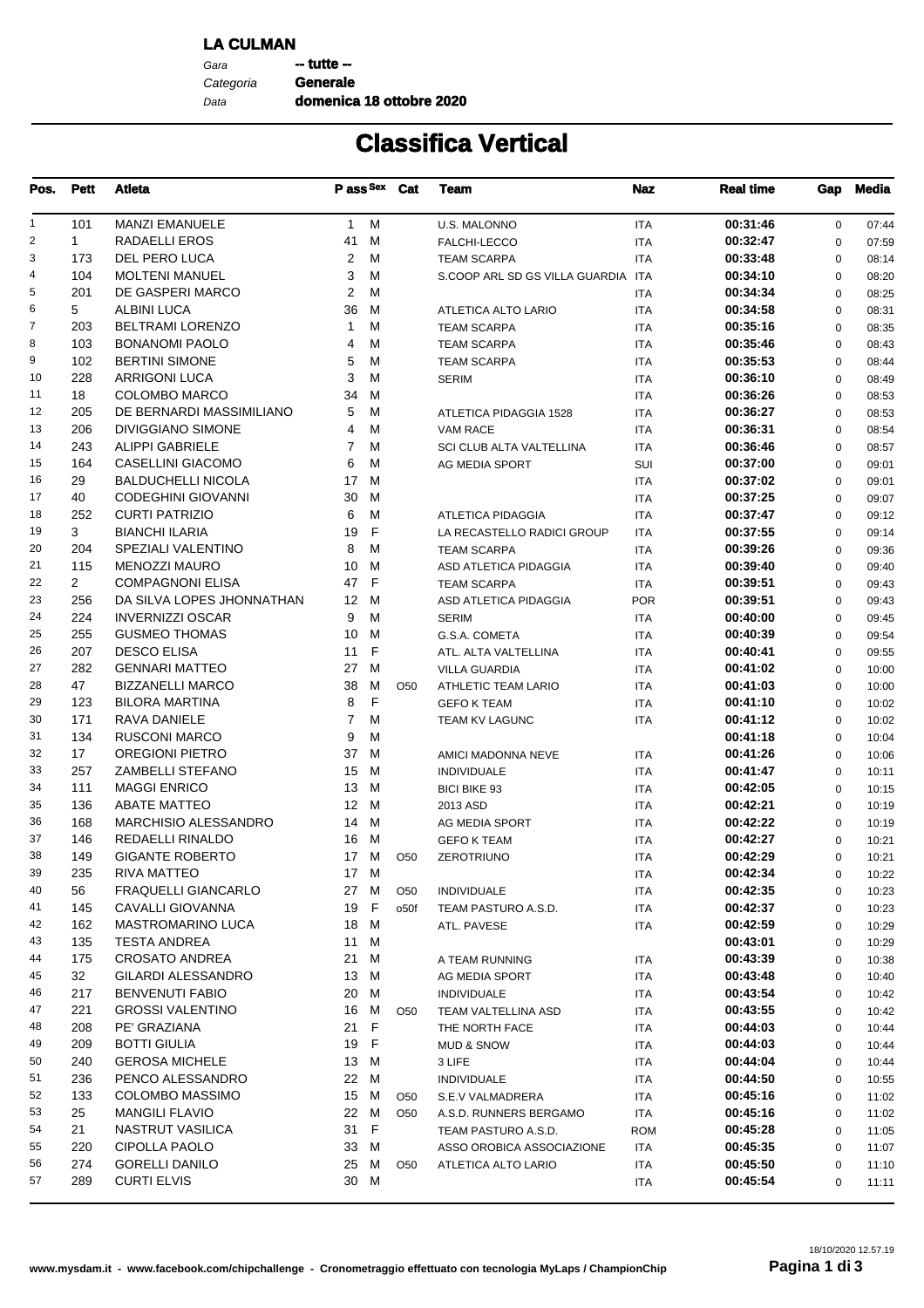**LA CULMAN**

*Gara* **-- tutte --**
*Categoria* **Generale**
*Data* **domenica 18 ottobre 2020**

# Classifica Vertical

| Pos. | Pett | Atleta | P ass | Sex | Cat | Team | Naz | Real time | Gap | Media |
|---|---|---|---|---|---|---|---|---|---|---|
| 1 | 101 | MANZI EMANUELE | 1 | M | | U.S. MALONNO | ITA | **00:31:46** | 0 | 07:44 |
| 2 | 1 | RADAELLI EROS | 41 | M | | FALCHI-LECCO | ITA | **00:32:47** | 0 | 07:59 |
| 3 | 173 | DEL PERO LUCA | 2 | M | | TEAM SCARPA | ITA | **00:33:48** | 0 | 08:14 |
| 4 | 104 | MOLTENI MANUEL | 3 | M | | S.COOP ARL SD GS VILLA GUARDIA | ITA | **00:34:10** | 0 | 08:20 |
| 5 | 201 | DE GASPERI MARCO | 2 | M | | | ITA | **00:34:34** | 0 | 08:25 |
| 6 | 5 | ALBINI LUCA | 36 | M | | ATLETICA ALTO LARIO | ITA | **00:34:58** | 0 | 08:31 |
| 7 | 203 | BELTRAMI LORENZO | 1 | M | | TEAM SCARPA | ITA | **00:35:16** | 0 | 08:35 |
| 8 | 103 | BONANOMI PAOLO | 4 | M | | TEAM SCARPA | ITA | **00:35:46** | 0 | 08:43 |
| 9 | 102 | BERTINI SIMONE | 5 | M | | TEAM SCARPA | ITA | **00:35:53** | 0 | 08:44 |
| 10 | 228 | ARRIGONI LUCA | 3 | M | | SERIM | ITA | **00:36:10** | 0 | 08:49 |
| 11 | 18 | COLOMBO MARCO | 34 | M | | | ITA | **00:36:26** | 0 | 08:53 |
| 12 | 205 | DE BERNARDI MASSIMILIANO | 5 | M | | ATLETICA PIDAGGIA 1528 | ITA | **00:36:27** | 0 | 08:53 |
| 13 | 206 | DIVIGGIANO SIMONE | 4 | M | | VAM RACE | ITA | **00:36:31** | 0 | 08:54 |
| 14 | 243 | ALIPPI GABRIELE | 7 | M | | SCI CLUB ALTA VALTELLINA | ITA | **00:36:46** | 0 | 08:57 |
| 15 | 164 | CASELLINI GIACOMO | 6 | M | | AG MEDIA SPORT | SUI | **00:37:00** | 0 | 09:01 |
| 16 | 29 | BALDUCHELLI NICOLA | 17 | M | | | ITA | **00:37:02** | 0 | 09:01 |
| 17 | 40 | CODEGHINI GIOVANNI | 30 | M | | | ITA | **00:37:25** | 0 | 09:07 |
| 18 | 252 | CURTI PATRIZIO | 6 | M | | ATLETICA PIDAGGIA | ITA | **00:37:47** | 0 | 09:12 |
| 19 | 3 | BIANCHI ILARIA | 19 | F | | LA RECASTELLO RADICI GROUP | ITA | **00:37:55** | 0 | 09:14 |
| 20 | 204 | SPEZIALI VALENTINO | 8 | M | | TEAM SCARPA | ITA | **00:39:26** | 0 | 09:36 |
| 21 | 115 | MENOZZI MAURO | 10 | M | | ASD ATLETICA PIDAGGIA | ITA | **00:39:40** | 0 | 09:40 |
| 22 | 2 | COMPAGNONI ELISA | 47 | F | | TEAM SCARPA | ITA | **00:39:51** | 0 | 09:43 |
| 23 | 256 | DA SILVA LOPES JHONNATHAN | 12 | M | | ASD ATLETICA PIDAGGIA | POR | **00:39:51** | 0 | 09:43 |
| 24 | 224 | INVERNIZZI OSCAR | 9 | M | | SERIM | ITA | **00:40:00** | 0 | 09:45 |
| 25 | 255 | GUSMEO THOMAS | 10 | M | | G.S.A. COMETA | ITA | **00:40:39** | 0 | 09:54 |
| 26 | 207 | DESCO ELISA | 11 | F | | ATL. ALTA VALTELLINA | ITA | **00:40:41** | 0 | 09:55 |
| 27 | 282 | GENNARI MATTEO | 27 | M | | VILLA GUARDIA | ITA | **00:41:02** | 0 | 10:00 |
| 28 | 47 | BIZZANELLI MARCO | 38 | M | O50 | ATHLETIC TEAM LARIO | ITA | **00:41:03** | 0 | 10:00 |
| 29 | 123 | BILORA MARTINA | 8 | F | | GEFO K TEAM | ITA | **00:41:10** | 0 | 10:02 |
| 30 | 171 | RAVA DANIELE | 7 | M | | TEAM KV LAGUNC | ITA | **00:41:12** | 0 | 10:02 |
| 31 | 134 | RUSCONI MARCO | 9 | M | | | | **00:41:18** | 0 | 10:04 |
| 32 | 17 | OREGIONI PIETRO | 37 | M | | AMICI MADONNA NEVE | ITA | **00:41:26** | 0 | 10:06 |
| 33 | 257 | ZAMBELLI STEFANO | 15 | M | | INDIVIDUALE | ITA | **00:41:47** | 0 | 10:11 |
| 34 | 111 | MAGGI ENRICO | 13 | M | | BICI BIKE 93 | ITA | **00:42:05** | 0 | 10:15 |
| 35 | 136 | ABATE MATTEO | 12 | M | | 2013 ASD | ITA | **00:42:21** | 0 | 10:19 |
| 36 | 168 | MARCHISIO ALESSANDRO | 14 | M | | AG MEDIA SPORT | ITA | **00:42:22** | 0 | 10:19 |
| 37 | 146 | REDAELLI RINALDO | 16 | M | | GEFO K TEAM | ITA | **00:42:27** | 0 | 10:21 |
| 38 | 149 | GIGANTE ROBERTO | 17 | M | O50 | ZEROTRIUNO | ITA | **00:42:29** | 0 | 10:21 |
| 39 | 235 | RIVA MATTEO | 17 | M | | | ITA | **00:42:34** | 0 | 10:22 |
| 40 | 56 | FRAQUELLI GIANCARLO | 27 | M | O50 | INDIVIDUALE | ITA | **00:42:35** | 0 | 10:23 |
| 41 | 145 | CAVALLI GIOVANNA | 19 | F | o50f | TEAM PASTURO A.S.D. | ITA | **00:42:37** | 0 | 10:23 |
| 42 | 162 | MASTROMARINO LUCA | 18 | M | | ATL. PAVESE | ITA | **00:42:59** | 0 | 10:29 |
| 43 | 135 | TESTA ANDREA | 11 | M | | | | **00:43:01** | 0 | 10:29 |
| 44 | 175 | CROSATO ANDREA | 21 | M | | A TEAM RUNNING | ITA | **00:43:39** | 0 | 10:38 |
| 45 | 32 | GILARDI ALESSANDRO | 13 | M | | AG MEDIA SPORT | ITA | **00:43:48** | 0 | 10:40 |
| 46 | 217 | BENVENUTI FABIO | 20 | M | | INDIVIDUALE | ITA | **00:43:54** | 0 | 10:42 |
| 47 | 221 | GROSSI VALENTINO | 16 | M | O50 | TEAM VALTELLINA ASD | ITA | **00:43:55** | 0 | 10:42 |
| 48 | 208 | PE' GRAZIANA | 21 | F | | THE NORTH FACE | ITA | **00:44:03** | 0 | 10:44 |
| 49 | 209 | BOTTI GIULIA | 19 | F | | MUD & SNOW | ITA | **00:44:03** | 0 | 10:44 |
| 50 | 240 | GEROSA MICHELE | 13 | M | | 3 LIFE | ITA | **00:44:04** | 0 | 10:44 |
| 51 | 236 | PENCO ALESSANDRO | 22 | M | | INDIVIDUALE | ITA | **00:44:50** | 0 | 10:55 |
| 52 | 133 | COLOMBO MASSIMO | 15 | M | O50 | S.E.V VALMADRERA | ITA | **00:45:16** | 0 | 11:02 |
| 53 | 25 | MANGILI FLAVIO | 22 | M | O50 | A.S.D. RUNNERS BERGAMO | ITA | **00:45:16** | 0 | 11:02 |
| 54 | 21 | NASTRUT VASILICA | 31 | F | | TEAM PASTURO A.S.D. | ROM | **00:45:28** | 0 | 11:05 |
| 55 | 220 | CIPOLLA PAOLO | 33 | M | | ASSO OROBICA ASSOCIAZIONE | ITA | **00:45:35** | 0 | 11:07 |
| 56 | 274 | GORELLI DANILO | 25 | M | O50 | ATLETICA ALTO LARIO | ITA | **00:45:50** | 0 | 11:10 |
| 57 | 289 | CURTI ELVIS | 30 | M | | | ITA | **00:45:54** | 0 | 11:11 |

18/10/2020 12.57.19

www.mysdam.it - www.facebook.com/chipchallenge - Cronometraggio effettuato con tecnologia MyLaps / ChampionChip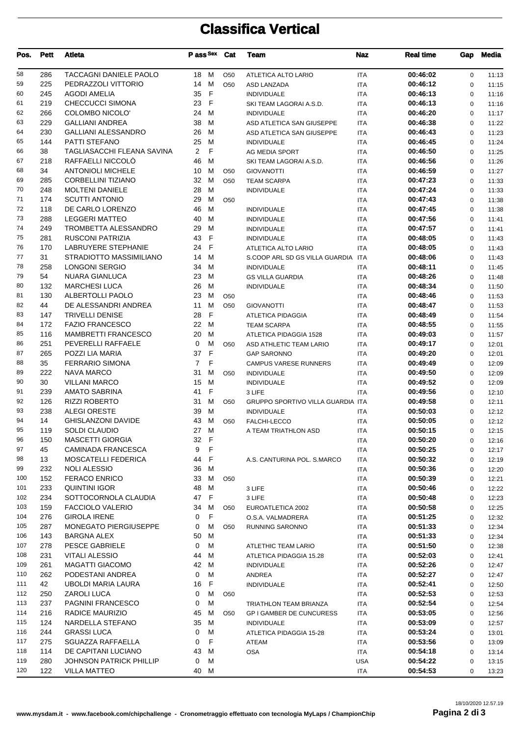# Classifica Vertical

| Pos. | Pett | Atleta | P ass | Sex | Cat | Team | Naz | Real time | Gap | Media |
|---|---|---|---|---|---|---|---|---|---|---|
| 58 | 286 | TACCAGNI DANIELE PAOLO | 18 | M | O50 | ATLETICA ALTO LARIO | ITA | 00:46:02 | 0 | 11:13 |
| 59 | 225 | PEDRAZZOLI VITTORIO | 14 | M | O50 | ASD LANZADA | ITA | 00:46:12 | 0 | 11:15 |
| 60 | 245 | AGODI AMELIA | 35 | F | | INDIVIDUALE | ITA | 00:46:13 | 0 | 11:16 |
| 61 | 219 | CHECCUCCI SIMONA | 23 | F | | SKI TEAM LAGORAI A.S.D. | ITA | 00:46:13 | 0 | 11:16 |
| 62 | 266 | COLOMBO NICOLO' | 24 | M | | INDIVIDUALE | ITA | 00:46:20 | 0 | 11:17 |
| 63 | 229 | GALLIANI ANDREA | 38 | M | | ASD ATLETICA SAN GIUSEPPE | ITA | 00:46:38 | 0 | 11:22 |
| 64 | 230 | GALLIANI ALESSANDRO | 26 | M | | ASD ATLETICA SAN GIUSEPPE | ITA | 00:46:43 | 0 | 11:23 |
| 65 | 144 | PATTI STEFANO | 25 | M | | INDIVIDUALE | ITA | 00:46:45 | 0 | 11:24 |
| 66 | 38 | TAGLIASACCHI FLEANA SAVINA | 2 | F | | AG MEDIA SPORT | ITA | 00:46:50 | 0 | 11:25 |
| 67 | 218 | RAFFAELLI NICCOLÒ | 46 | M | | SKI TEAM LAGORAI A.S.D. | ITA | 00:46:56 | 0 | 11:26 |
| 68 | 34 | ANTONIOLI MICHELE | 10 | M | O50 | GIOVANOTTI | ITA | 00:46:59 | 0 | 11:27 |
| 69 | 285 | CORBELLINI TIZIANO | 32 | M | O50 | TEAM SCARPA | ITA | 00:47:23 | 0 | 11:33 |
| 70 | 248 | MOLTENI DANIELE | 28 | M | | INDIVIDUALE | ITA | 00:47:24 | 0 | 11:33 |
| 71 | 174 | SCUTTI ANTONIO | 29 | M | O50 | | ITA | 00:47:43 | 0 | 11:38 |
| 72 | 118 | DE CARLO LORENZO | 46 | M | | INDIVIDUALE | ITA | 00:47:45 | 0 | 11:38 |
| 73 | 288 | LEGGERI MATTEO | 40 | M | | INDIVIDUALE | ITA | 00:47:56 | 0 | 11:41 |
| 74 | 249 | TROMBETTA ALESSANDRO | 29 | M | | INDIVIDUALE | ITA | 00:47:57 | 0 | 11:41 |
| 75 | 281 | RUSCONI PATRIZIA | 43 | F | | INDIVIDUALE | ITA | 00:48:05 | 0 | 11:43 |
| 76 | 170 | LABRUYERE STEPHANIE | 24 | F | | ATLETICA ALTO LARIO | ITA | 00:48:05 | 0 | 11:43 |
| 77 | 31 | STRADIOTTO MASSIMILIANO | 14 | M | | S.COOP ARL SD GS VILLA GUARDIA | ITA | 00:48:06 | 0 | 11:43 |
| 78 | 258 | LONGONI SERGIO | 34 | M | | INDIVIDUALE | ITA | 00:48:11 | 0 | 11:45 |
| 79 | 54 | NUARA GIANLUCA | 23 | M | | GS VILLA GUARDIA | ITA | 00:48:26 | 0 | 11:48 |
| 80 | 132 | MARCHESI LUCA | 26 | M | | INDIVIDUALE | ITA | 00:48:34 | 0 | 11:50 |
| 81 | 130 | ALBERTOLLI PAOLO | 23 | M | O50 | | ITA | 00:48:46 | 0 | 11:53 |
| 82 | 44 | DE ALESSANDRI ANDREA | 11 | M | O50 | GIOVANOTTI | ITA | 00:48:47 | 0 | 11:53 |
| 83 | 147 | TRIVELLI DENISE | 28 | F | | ATLETICA PIDAGGIA | ITA | 00:48:49 | 0 | 11:54 |
| 84 | 172 | FAZIO FRANCESCO | 22 | M | | TEAM SCARPA | ITA | 00:48:55 | 0 | 11:55 |
| 85 | 116 | MAMBRETTI FRANCESCO | 20 | M | | ATLETICA PIDAGGIA 1528 | ITA | 00:49:03 | 0 | 11:57 |
| 86 | 251 | PEVERELLI RAFFAELE | 0 | M | O50 | ASD ATHLETIC TEAM LARIO | ITA | 00:49:17 | 0 | 12:01 |
| 87 | 265 | POZZI LIA MARIA | 37 | F | | GAP SARONNO | ITA | 00:49:20 | 0 | 12:01 |
| 88 | 35 | FERRARIO SIMONA | 7 | F | | CAMPUS VARESE RUNNERS | ITA | 00:49:49 | 0 | 12:09 |
| 89 | 222 | NAVA MARCO | 31 | M | O50 | INDIVIDUALE | ITA | 00:49:50 | 0 | 12:09 |
| 90 | 30 | VILLANI MARCO | 15 | M | | INDIVIDUALE | ITA | 00:49:52 | 0 | 12:09 |
| 91 | 239 | AMATO SABRINA | 41 | F | | 3 LIFE | ITA | 00:49:56 | 0 | 12:10 |
| 92 | 126 | RIZZI ROBERTO | 31 | M | O50 | GRUPPO SPORTIVO VILLA GUARDIA | ITA | 00:49:58 | 0 | 12:11 |
| 93 | 238 | ALEGI ORESTE | 39 | M | | INDIVIDUALE | ITA | 00:50:03 | 0 | 12:12 |
| 94 | 14 | GHISLANZONI DAVIDE | 43 | M | O50 | FALCHI-LECCO | ITA | 00:50:05 | 0 | 12:12 |
| 95 | 119 | SOLDI CLAUDIO | 27 | M | | A TEAM TRIATHLON ASD | ITA | 00:50:15 | 0 | 12:15 |
| 96 | 150 | MASCETTI GIORGIA | 32 | F | | | ITA | 00:50:20 | 0 | 12:16 |
| 97 | 45 | CAMINADA FRANCESCA | 9 | F | | | ITA | 00:50:25 | 0 | 12:17 |
| 98 | 13 | MOSCATELLI FEDERICA | 44 | F | | A.S. CANTURINA POL. S.MARCO | ITA | 00:50:32 | 0 | 12:19 |
| 99 | 232 | NOLI ALESSIO | 36 | M | | | ITA | 00:50:36 | 0 | 12:20 |
| 100 | 152 | FERACO ENRICO | 33 | M | O50 | | ITA | 00:50:39 | 0 | 12:21 |
| 101 | 233 | QUINTINI IGOR | 48 | M | | 3 LIFE | ITA | 00:50:46 | 0 | 12:22 |
| 102 | 234 | SOTTOCORNOLA CLAUDIA | 47 | F | | 3 LIFE | ITA | 00:50:48 | 0 | 12:23 |
| 103 | 159 | FACCIOLO VALERIO | 34 | M | O50 | EUROATLETICA 2002 | ITA | 00:50:58 | 0 | 12:25 |
| 104 | 276 | GIROLA IRENE | 0 | F | | O.S.A. VALMADRERA | ITA | 00:51:25 | 0 | 12:32 |
| 105 | 287 | MONEGATO PIERGIUSEPPE | 0 | M | O50 | RUNNING SARONNO | ITA | 00:51:33 | 0 | 12:34 |
| 106 | 143 | BARGNA ALEX | 50 | M | | | ITA | 00:51:33 | 0 | 12:34 |
| 107 | 278 | PESCE GABRIELE | 0 | M | | ATLETHIC TEAM LARIO | ITA | 00:51:50 | 0 | 12:38 |
| 108 | 231 | VITALI ALESSIO | 44 | M | | ATLETICA PIDAGGIA 15.28 | ITA | 00:52:03 | 0 | 12:41 |
| 109 | 261 | MAGATTI GIACOMO | 42 | M | | INDIVIDUALE | ITA | 00:52:26 | 0 | 12:47 |
| 110 | 262 | PODESTANI ANDREA | 0 | M | | ANDREA | ITA | 00:52:27 | 0 | 12:47 |
| 111 | 42 | UBOLDI MARIA LAURA | 16 | F | | INDIVIDUALE | ITA | 00:52:41 | 0 | 12:50 |
| 112 | 250 | ZAROLI LUCA | 0 | M | O50 | | ITA | 00:52:53 | 0 | 12:53 |
| 113 | 237 | PAGNINI FRANCESCO | 0 | M | | TRIATHLON TEAM BRIANZA | ITA | 00:52:54 | 0 | 12:54 |
| 114 | 216 | RADICE MAURIZIO | 45 | M | O50 | GP I GAMBER DE CUNCURESS | ITA | 00:53:05 | 0 | 12:56 |
| 115 | 124 | NARDELLA STEFANO | 35 | M | | INDIVIDUALE | ITA | 00:53:09 | 0 | 12:57 |
| 116 | 244 | GRASSI LUCA | 0 | M | | ATLETICA PIDAGGIA 15-28 | ITA | 00:53:24 | 0 | 13:01 |
| 117 | 275 | SGUAZZA RAFFAELLA | 0 | F | | ATEAM | ITA | 00:53:56 | 0 | 13:09 |
| 118 | 114 | DE CAPITANI LUCIANO | 43 | M | | OSA | ITA | 00:54:18 | 0 | 13:14 |
| 119 | 280 | JOHNSON PATRICK PHILLIP | 0 | M | | | USA | 00:54:22 | 0 | 13:15 |
| 120 | 122 | VILLA MATTEO | 40 | M | | | ITA | 00:54:53 | 0 | 13:23 |

18/10/2020 12.57.19

www.mysdam.it - www.facebook.com/chipchallenge - Cronometraggio effettuato con tecnologia MyLaps / ChampionChip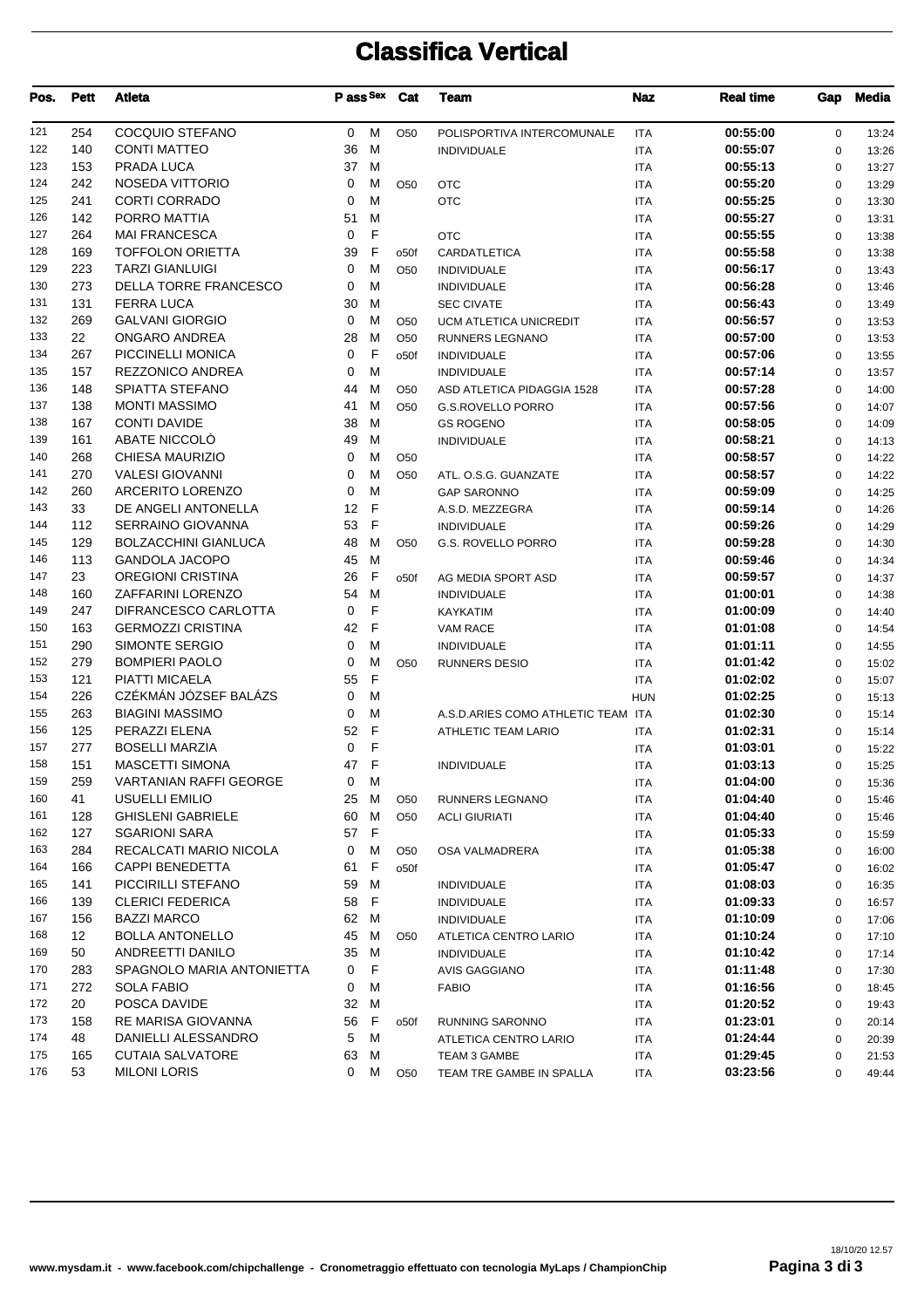# Classifica Vertical

| Pos. | Pett | Atleta | P ass | Sex | Cat | Team | Naz | Real time | Gap | Media |
|---|---|---|---|---|---|---|---|---|---|---|
| 121 | 254 | COCQUIO STEFANO | 0 | M | O50 | POLISPORTIVA INTERCOMUNALE | ITA | 00:55:00 | 0 | 13:24 |
| 122 | 140 | CONTI MATTEO | 36 | M | | INDIVIDUALE | ITA | 00:55:07 | 0 | 13:26 |
| 123 | 153 | PRADA LUCA | 37 | M | | | ITA | 00:55:13 | 0 | 13:27 |
| 124 | 242 | NOSEDA VITTORIO | 0 | M | O50 | OTC | ITA | 00:55:20 | 0 | 13:29 |
| 125 | 241 | CORTI CORRADO | 0 | M | | OTC | ITA | 00:55:25 | 0 | 13:30 |
| 126 | 142 | PORRO MATTIA | 51 | M | | | ITA | 00:55:27 | 0 | 13:31 |
| 127 | 264 | MAI FRANCESCA | 0 | F | | OTC | ITA | 00:55:55 | 0 | 13:38 |
| 128 | 169 | TOFFOLON ORIETTA | 39 | F | o50f | CARDATLETICA | ITA | 00:55:58 | 0 | 13:38 |
| 129 | 223 | TARZI GIANLUIGI | 0 | M | O50 | INDIVIDUALE | ITA | 00:56:17 | 0 | 13:43 |
| 130 | 273 | DELLA TORRE FRANCESCO | 0 | M | | INDIVIDUALE | ITA | 00:56:28 | 0 | 13:46 |
| 131 | 131 | FERRA LUCA | 30 | M | | SEC CIVATE | ITA | 00:56:43 | 0 | 13:49 |
| 132 | 269 | GALVANI GIORGIO | 0 | M | O50 | UCM ATLETICA UNICREDIT | ITA | 00:56:57 | 0 | 13:53 |
| 133 | 22 | ONGARO ANDREA | 28 | M | O50 | RUNNERS LEGNANO | ITA | 00:57:00 | 0 | 13:53 |
| 134 | 267 | PICCINELLI MONICA | 0 | F | o50f | INDIVIDUALE | ITA | 00:57:06 | 0 | 13:55 |
| 135 | 157 | REZZONICO ANDREA | 0 | M | | INDIVIDUALE | ITA | 00:57:14 | 0 | 13:57 |
| 136 | 148 | SPIATTA STEFANO | 44 | M | O50 | ASD ATLETICA PIDAGGIA 1528 | ITA | 00:57:28 | 0 | 14:00 |
| 137 | 138 | MONTI MASSIMO | 41 | M | O50 | G.S.ROVELLO PORRO | ITA | 00:57:56 | 0 | 14:07 |
| 138 | 167 | CONTI DAVIDE | 38 | M | | GS ROGENO | ITA | 00:58:05 | 0 | 14:09 |
| 139 | 161 | ABATE NICCOLÒ | 49 | M | | INDIVIDUALE | ITA | 00:58:21 | 0 | 14:13 |
| 140 | 268 | CHIESA MAURIZIO | 0 | M | O50 | | ITA | 00:58:57 | 0 | 14:22 |
| 141 | 270 | VALESI GIOVANNI | 0 | M | O50 | ATL. O.S.G. GUANZATE | ITA | 00:58:57 | 0 | 14:22 |
| 142 | 260 | ARCERITO LORENZO | 0 | M | | GAP SARONNO | ITA | 00:59:09 | 0 | 14:25 |
| 143 | 33 | DE ANGELI ANTONELLA | 12 | F | | A.S.D. MEZZEGRA | ITA | 00:59:14 | 0 | 14:26 |
| 144 | 112 | SERRAINO GIOVANNA | 53 | F | | INDIVIDUALE | ITA | 00:59:26 | 0 | 14:29 |
| 145 | 129 | BOLZACCHINI GIANLUCA | 48 | M | O50 | G.S. ROVELLO PORRO | ITA | 00:59:28 | 0 | 14:30 |
| 146 | 113 | GANDOLA JACOPO | 45 | M | | | ITA | 00:59:46 | 0 | 14:34 |
| 147 | 23 | OREGIONI CRISTINA | 26 | F | o50f | AG MEDIA SPORT ASD | ITA | 00:59:57 | 0 | 14:37 |
| 148 | 160 | ZAFFARINI LORENZO | 54 | M | | INDIVIDUALE | ITA | 01:00:01 | 0 | 14:38 |
| 149 | 247 | DIFRANCESCO CARLOTTA | 0 | F | | KAYKATIM | ITA | 01:00:09 | 0 | 14:40 |
| 150 | 163 | GERMOZZI CRISTINA | 42 | F | | VAM RACE | ITA | 01:01:08 | 0 | 14:54 |
| 151 | 290 | SIMONTE SERGIO | 0 | M | | INDIVIDUALE | ITA | 01:01:11 | 0 | 14:55 |
| 152 | 279 | BOMPIERI PAOLO | 0 | M | O50 | RUNNERS DESIO | ITA | 01:01:42 | 0 | 15:02 |
| 153 | 121 | PIATTI MICAELA | 55 | F | | | ITA | 01:02:02 | 0 | 15:07 |
| 154 | 226 | CZÉKMÁN JÓZSEF BALÁZS | 0 | M | | | HUN | 01:02:25 | 0 | 15:13 |
| 155 | 263 | BIAGINI MASSIMO | 0 | M | | A.S.D.ARIES COMO ATHLETIC TEAM | ITA | 01:02:30 | 0 | 15:14 |
| 156 | 125 | PERAZZI ELENA | 52 | F | | ATHLETIC TEAM LARIO | ITA | 01:02:31 | 0 | 15:14 |
| 157 | 277 | BOSELLI MARZIA | 0 | F | | | ITA | 01:03:01 | 0 | 15:22 |
| 158 | 151 | MASCETTI SIMONA | 47 | F | | INDIVIDUALE | ITA | 01:03:13 | 0 | 15:25 |
| 159 | 259 | VARTANIAN RAFFI GEORGE | 0 | M | | | ITA | 01:04:00 | 0 | 15:36 |
| 160 | 41 | USUELLI EMILIO | 25 | M | O50 | RUNNERS LEGNANO | ITA | 01:04:40 | 0 | 15:46 |
| 161 | 128 | GHISLENI GABRIELE | 60 | M | O50 | ACLI GIURIATI | ITA | 01:04:40 | 0 | 15:46 |
| 162 | 127 | SGARIONI SARA | 57 | F | | | ITA | 01:05:33 | 0 | 15:59 |
| 163 | 284 | RECALCATI MARIO NICOLA | 0 | M | O50 | OSA VALMADRERA | ITA | 01:05:38 | 0 | 16:00 |
| 164 | 166 | CAPPI BENEDETTA | 61 | F | o50f | | ITA | 01:05:47 | 0 | 16:02 |
| 165 | 141 | PICCIRILLI STEFANO | 59 | M | | INDIVIDUALE | ITA | 01:08:03 | 0 | 16:35 |
| 166 | 139 | CLERICI FEDERICA | 58 | F | | INDIVIDUALE | ITA | 01:09:33 | 0 | 16:57 |
| 167 | 156 | BAZZI MARCO | 62 | M | | INDIVIDUALE | ITA | 01:10:09 | 0 | 17:06 |
| 168 | 12 | BOLLA ANTONELLO | 45 | M | O50 | ATLETICA CENTRO LARIO | ITA | 01:10:24 | 0 | 17:10 |
| 169 | 50 | ANDREETTI DANILO | 35 | M | | INDIVIDUALE | ITA | 01:10:42 | 0 | 17:14 |
| 170 | 283 | SPAGNOLO MARIA ANTONIETTA | 0 | F | | AVIS GAGGIANO | ITA | 01:11:48 | 0 | 17:30 |
| 171 | 272 | SOLA FABIO | 0 | M | | FABIO | ITA | 01:16:56 | 0 | 18:45 |
| 172 | 20 | POSCA DAVIDE | 32 | M | | | ITA | 01:20:52 | 0 | 19:43 |
| 173 | 158 | RE MARISA GIOVANNA | 56 | F | o50f | RUNNING SARONNO | ITA | 01:23:01 | 0 | 20:14 |
| 174 | 48 | DANIELLI ALESSANDRO | 5 | M | | ATLETICA CENTRO LARIO | ITA | 01:24:44 | 0 | 20:39 |
| 175 | 165 | CUTAIA SALVATORE | 63 | M | | TEAM 3 GAMBE | ITA | 01:29:45 | 0 | 21:53 |
| 176 | 53 | MILONI LORIS | 0 | M | O50 | TEAM TRE GAMBE IN SPALLA | ITA | 03:23:56 | 0 | 49:44 |

18/10/20 12.57

www.mysdam.it - www.facebook.com/chipchallenge - Cronometraggio effettuato con tecnologia MyLaps / ChampionChip